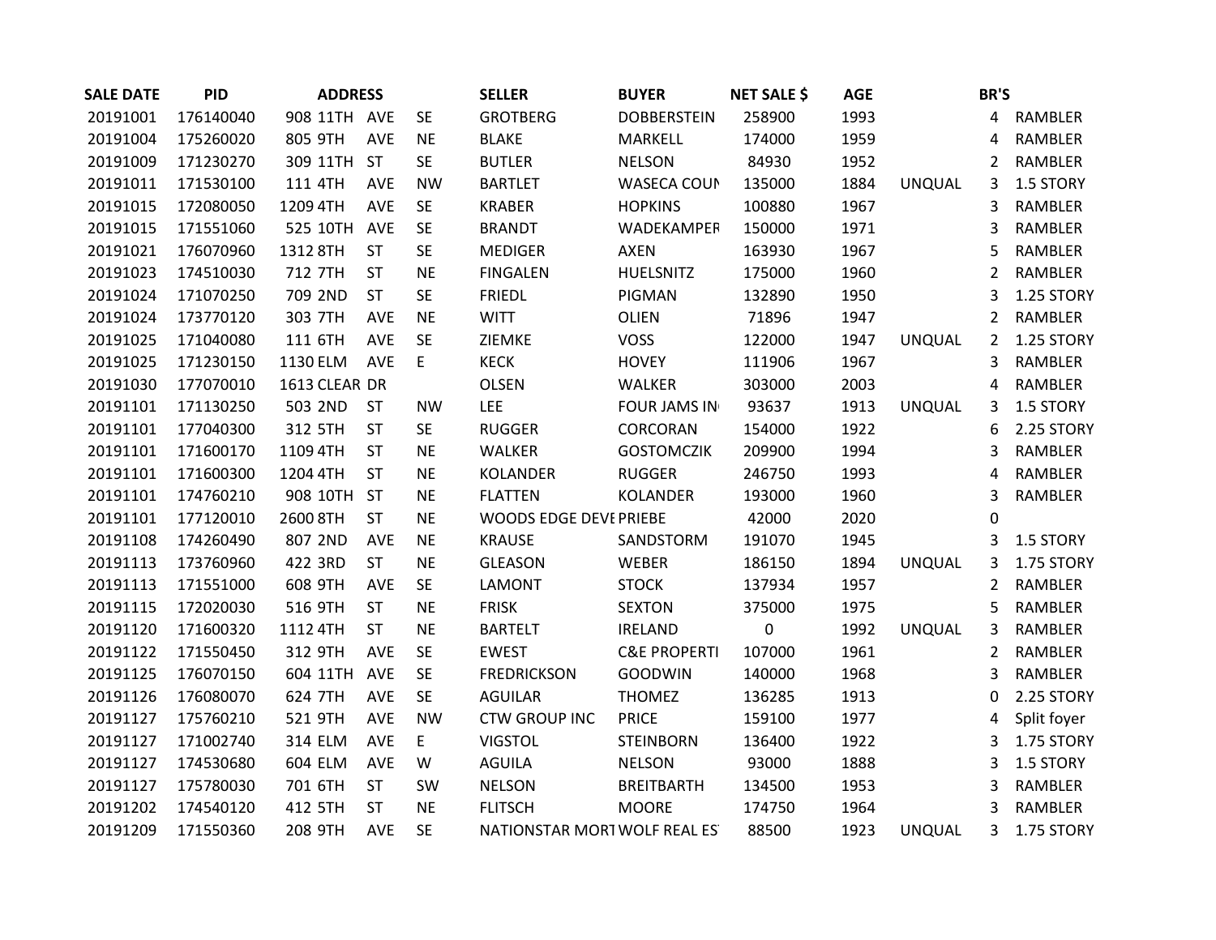| SALE DATE | PID | ADDRESS | | | | SELLER | BUYER | NET SALE $ | AGE | | BR'S | |
|---|---|---|---|---|---|---|---|---|---|---|---|---|
| 20191001 | 176140040 | 908 | 11TH | AVE | SE | GROTBERG | DOBBERSTEIN | 258900 | 1993 | | 4 | RAMBLER |
| 20191004 | 175260020 | 805 | 9TH | AVE | NE | BLAKE | MARKELL | 174000 | 1959 | | 4 | RAMBLER |
| 20191009 | 171230270 | 309 | 11TH | ST | SE | BUTLER | NELSON | 84930 | 1952 | | 2 | RAMBLER |
| 20191011 | 171530100 | 111 | 4TH | AVE | NW | BARTLET | WASECA COUN | 135000 | 1884 | UNQUAL | 3 | 1.5 STORY |
| 20191015 | 172080050 | 1209 | 4TH | AVE | SE | KRABER | HOPKINS | 100880 | 1967 | | 3 | RAMBLER |
| 20191015 | 171551060 | 525 | 10TH | AVE | SE | BRANDT | WADEKAMPER | 150000 | 1971 | | 3 | RAMBLER |
| 20191021 | 176070960 | 1312 | 8TH | ST | SE | MEDIGER | AXEN | 163930 | 1967 | | 5 | RAMBLER |
| 20191023 | 174510030 | 712 | 7TH | ST | NE | FINGALEN | HUELSNITZ | 175000 | 1960 | | 2 | RAMBLER |
| 20191024 | 171070250 | 709 | 2ND | ST | SE | FRIEDL | PIGMAN | 132890 | 1950 | | 3 | 1.25 STORY |
| 20191024 | 173770120 | 303 | 7TH | AVE | NE | WITT | OLIEN | 71896 | 1947 | | 2 | RAMBLER |
| 20191025 | 171040080 | 111 | 6TH | AVE | SE | ZIEMKE | VOSS | 122000 | 1947 | UNQUAL | 2 | 1.25 STORY |
| 20191025 | 171230150 | 1130 | ELM | AVE | E | KECK | HOVEY | 111906 | 1967 | | 3 | RAMBLER |
| 20191030 | 177070010 | 1613 | CLEAR | DR | | OLSEN | WALKER | 303000 | 2003 | | 4 | RAMBLER |
| 20191101 | 171130250 | 503 | 2ND | ST | NW | LEE | FOUR JAMS IN | 93637 | 1913 | UNQUAL | 3 | 1.5 STORY |
| 20191101 | 177040300 | 312 | 5TH | ST | SE | RUGGER | CORCORAN | 154000 | 1922 | | 6 | 2.25 STORY |
| 20191101 | 171600170 | 1109 | 4TH | ST | NE | WALKER | GOSTOMCZIK | 209900 | 1994 | | 3 | RAMBLER |
| 20191101 | 171600300 | 1204 | 4TH | ST | NE | KOLANDER | RUGGER | 246750 | 1993 | | 4 | RAMBLER |
| 20191101 | 174760210 | 908 | 10TH | ST | NE | FLATTEN | KOLANDER | 193000 | 1960 | | 3 | RAMBLER |
| 20191101 | 177120010 | 2600 | 8TH | ST | NE | WOODS EDGE DEVE | PRIEBE | 42000 | 2020 | | 0 | |
| 20191108 | 174260490 | 807 | 2ND | AVE | NE | KRAUSE | SANDSTORM | 191070 | 1945 | | 3 | 1.5 STORY |
| 20191113 | 173760960 | 422 | 3RD | ST | NE | GLEASON | WEBER | 186150 | 1894 | UNQUAL | 3 | 1.75 STORY |
| 20191113 | 171551000 | 608 | 9TH | AVE | SE | LAMONT | STOCK | 137934 | 1957 | | 2 | RAMBLER |
| 20191115 | 172020030 | 516 | 9TH | ST | NE | FRISK | SEXTON | 375000 | 1975 | | 5 | RAMBLER |
| 20191120 | 171600320 | 1112 | 4TH | ST | NE | BARTELT | IRELAND | 0 | 1992 | UNQUAL | 3 | RAMBLER |
| 20191122 | 171550450 | 312 | 9TH | AVE | SE | EWEST | C&E PROPERTI | 107000 | 1961 | | 2 | RAMBLER |
| 20191125 | 176070150 | 604 | 11TH | AVE | SE | FREDRICKSON | GOODWIN | 140000 | 1968 | | 3 | RAMBLER |
| 20191126 | 176080070 | 624 | 7TH | AVE | SE | AGUILAR | THOMEZ | 136285 | 1913 | | 0 | 2.25 STORY |
| 20191127 | 175760210 | 521 | 9TH | AVE | NW | CTW GROUP INC | PRICE | 159100 | 1977 | | 4 | Split foyer |
| 20191127 | 171002740 | 314 | ELM | AVE | E | VIGSTOL | STEINBORN | 136400 | 1922 | | 3 | 1.75 STORY |
| 20191127 | 174530680 | 604 | ELM | AVE | W | AGUILA | NELSON | 93000 | 1888 | | 3 | 1.5 STORY |
| 20191127 | 175780030 | 701 | 6TH | ST | SW | NELSON | BREITBARTH | 134500 | 1953 | | 3 | RAMBLER |
| 20191202 | 174540120 | 412 | 5TH | ST | NE | FLITSCH | MOORE | 174750 | 1964 | | 3 | RAMBLER |
| 20191209 | 171550360 | 208 | 9TH | AVE | SE | NATIONSTAR MORT | WOLF REAL ES | 88500 | 1923 | UNQUAL | 3 | 1.75 STORY |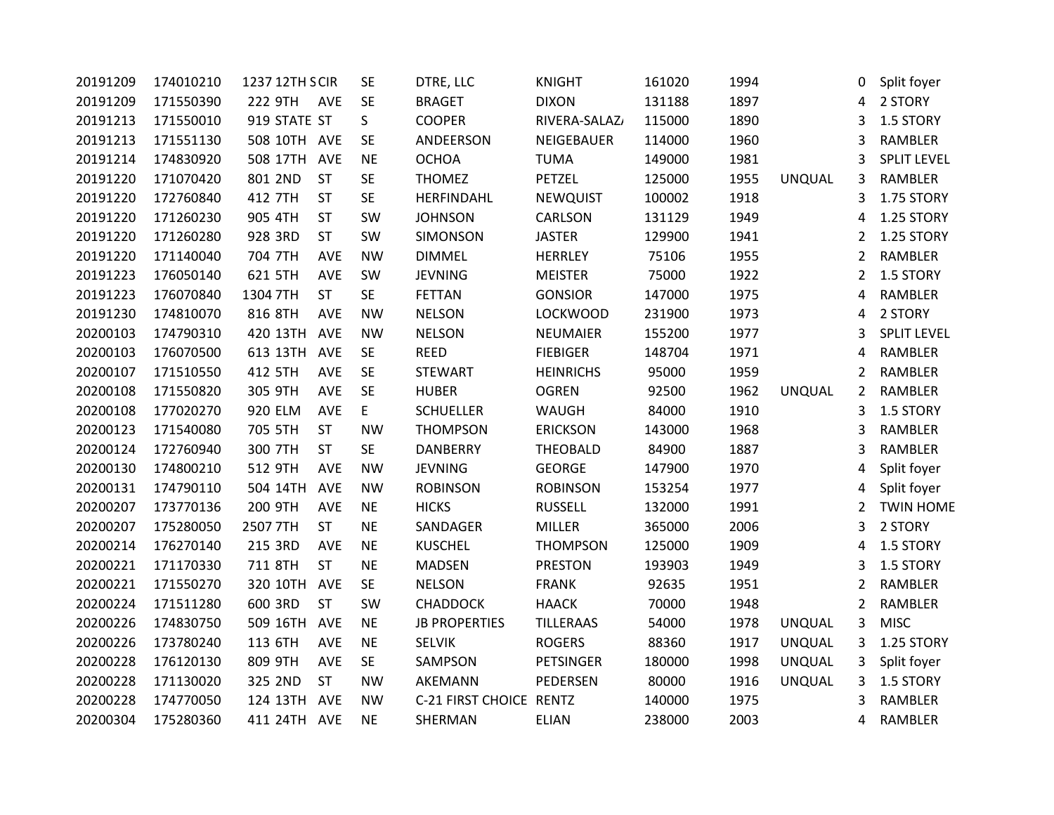| | | | | | | | | | | | | |
|---|---|---|---|---|---|---|---|---|---|---|---|---|
| 20191209 | 174010210 | 1237 | 12TH S | CIR | SE | DTRE, LLC | KNIGHT | 161020 | 1994 | | 0 | Split foyer |
| 20191209 | 171550390 | 222 | 9TH | AVE | SE | BRAGET | DIXON | 131188 | 1897 | | 4 | 2 STORY |
| 20191213 | 171550010 | 919 | STATE | ST | S | COOPER | RIVERA-SALAZ/ | 115000 | 1890 | | 3 | 1.5 STORY |
| 20191213 | 171551130 | 508 | 10TH | AVE | SE | ANDEERSON | NEIGEBAUER | 114000 | 1960 | | 3 | RAMBLER |
| 20191214 | 174830920 | 508 | 17TH | AVE | NE | OCHOA | TUMA | 149000 | 1981 | | 3 | SPLIT LEVEL |
| 20191220 | 171070420 | 801 | 2ND | ST | SE | THOMEZ | PETZEL | 125000 | 1955 | UNQUAL | 3 | RAMBLER |
| 20191220 | 172760840 | 412 | 7TH | ST | SE | HERFINDAHL | NEWQUIST | 100002 | 1918 | | 3 | 1.75 STORY |
| 20191220 | 171260230 | 905 | 4TH | ST | SW | JOHNSON | CARLSON | 131129 | 1949 | | 4 | 1.25 STORY |
| 20191220 | 171260280 | 928 | 3RD | ST | SW | SIMONSON | JASTER | 129900 | 1941 | | 2 | 1.25 STORY |
| 20191220 | 171140040 | 704 | 7TH | AVE | NW | DIMMEL | HERRLEY | 75106 | 1955 | | 2 | RAMBLER |
| 20191223 | 176050140 | 621 | 5TH | AVE | SW | JEVNING | MEISTER | 75000 | 1922 | | 2 | 1.5 STORY |
| 20191223 | 176070840 | 1304 | 7TH | ST | SE | FETTAN | GONSIOR | 147000 | 1975 | | 4 | RAMBLER |
| 20191230 | 174810070 | 816 | 8TH | AVE | NW | NELSON | LOCKWOOD | 231900 | 1973 | | 4 | 2 STORY |
| 20200103 | 174790310 | 420 | 13TH | AVE | NW | NELSON | NEUMAIER | 155200 | 1977 | | 3 | SPLIT LEVEL |
| 20200103 | 176070500 | 613 | 13TH | AVE | SE | REED | FIEBIGER | 148704 | 1971 | | 4 | RAMBLER |
| 20200107 | 171510550 | 412 | 5TH | AVE | SE | STEWART | HEINRICHS | 95000 | 1959 | | 2 | RAMBLER |
| 20200108 | 171550820 | 305 | 9TH | AVE | SE | HUBER | OGREN | 92500 | 1962 | UNQUAL | 2 | RAMBLER |
| 20200108 | 177020270 | 920 | ELM | AVE | E | SCHUELLER | WAUGH | 84000 | 1910 | | 3 | 1.5 STORY |
| 20200123 | 171540080 | 705 | 5TH | ST | NW | THOMPSON | ERICKSON | 143000 | 1968 | | 3 | RAMBLER |
| 20200124 | 172760940 | 300 | 7TH | ST | SE | DANBERRY | THEOBALD | 84900 | 1887 | | 3 | RAMBLER |
| 20200130 | 174800210 | 512 | 9TH | AVE | NW | JEVNING | GEORGE | 147900 | 1970 | | 4 | Split foyer |
| 20200131 | 174790110 | 504 | 14TH | AVE | NW | ROBINSON | ROBINSON | 153254 | 1977 | | 4 | Split foyer |
| 20200207 | 173770136 | 200 | 9TH | AVE | NE | HICKS | RUSSELL | 132000 | 1991 | | 2 | TWIN HOME |
| 20200207 | 175280050 | 2507 | 7TH | ST | NE | SANDAGER | MILLER | 365000 | 2006 | | 3 | 2 STORY |
| 20200214 | 176270140 | 215 | 3RD | AVE | NE | KUSCHEL | THOMPSON | 125000 | 1909 | | 4 | 1.5 STORY |
| 20200221 | 171170330 | 711 | 8TH | ST | NE | MADSEN | PRESTON | 193903 | 1949 | | 3 | 1.5 STORY |
| 20200221 | 171550270 | 320 | 10TH | AVE | SE | NELSON | FRANK | 92635 | 1951 | | 2 | RAMBLER |
| 20200224 | 171511280 | 600 | 3RD | ST | SW | CHADDOCK | HAACK | 70000 | 1948 | | 2 | RAMBLER |
| 20200226 | 174830750 | 509 | 16TH | AVE | NE | JB PROPERTIES | TILLERAAS | 54000 | 1978 | UNQUAL | 3 | MISC |
| 20200226 | 173780240 | 113 | 6TH | AVE | NE | SELVIK | ROGERS | 88360 | 1917 | UNQUAL | 3 | 1.25 STORY |
| 20200228 | 176120130 | 809 | 9TH | AVE | SE | SAMPSON | PETSINGER | 180000 | 1998 | UNQUAL | 3 | Split foyer |
| 20200228 | 171130020 | 325 | 2ND | ST | NW | AKEMANN | PEDERSEN | 80000 | 1916 | UNQUAL | 3 | 1.5 STORY |
| 20200228 | 174770050 | 124 | 13TH | AVE | NW | C-21 FIRST CHOICE | RENTZ | 140000 | 1975 | | 3 | RAMBLER |
| 20200304 | 175280360 | 411 | 24TH | AVE | NE | SHERMAN | ELIAN | 238000 | 2003 | | 4 | RAMBLER |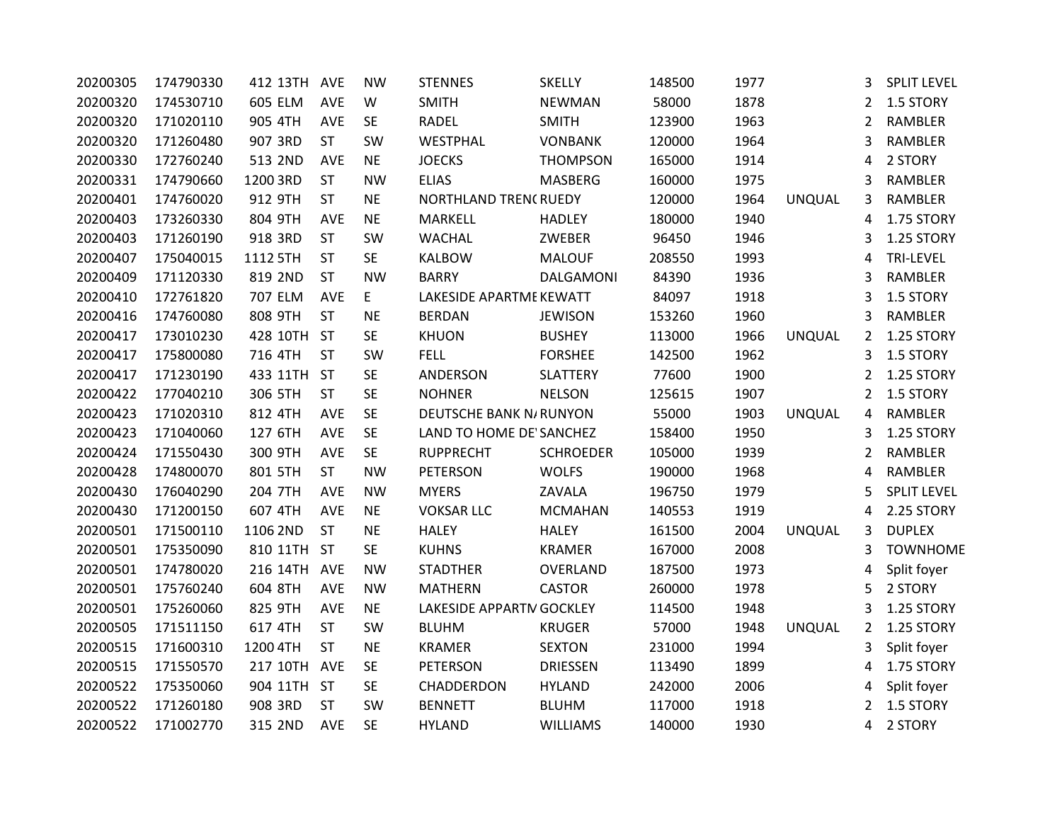| | | | | | | | | | | | | |
|---|---|---|---|---|---|---|---|---|---|---|---|---|
| 20200305 | 174790330 | 412 | 13TH | AVE | NW | STENNES | SKELLY | 148500 | 1977 | | 3 | SPLIT LEVEL |
| 20200320 | 174530710 | 605 | ELM | AVE | W | SMITH | NEWMAN | 58000 | 1878 | | 2 | 1.5 STORY |
| 20200320 | 171020110 | 905 | 4TH | AVE | SE | RADEL | SMITH | 123900 | 1963 | | 2 | RAMBLER |
| 20200320 | 171260480 | 907 | 3RD | ST | SW | WESTPHAL | VONBANK | 120000 | 1964 | | 3 | RAMBLER |
| 20200330 | 172760240 | 513 | 2ND | AVE | NE | JOECKS | THOMPSON | 165000 | 1914 | | 4 | 2 STORY |
| 20200331 | 174790660 | 1200 | 3RD | ST | NW | ELIAS | MASBERG | 160000 | 1975 | | 3 | RAMBLER |
| 20200401 | 174760020 | 912 | 9TH | ST | NE | NORTHLAND TREN( | RUEDY | 120000 | 1964 | UNQUAL | 3 | RAMBLER |
| 20200403 | 173260330 | 804 | 9TH | AVE | NE | MARKELL | HADLEY | 180000 | 1940 | | 4 | 1.75 STORY |
| 20200403 | 171260190 | 918 | 3RD | ST | SW | WACHAL | ZWEBER | 96450 | 1946 | | 3 | 1.25 STORY |
| 20200407 | 175040015 | 1112 | 5TH | ST | SE | KALBOW | MALOUF | 208550 | 1993 | | 4 | TRI-LEVEL |
| 20200409 | 171120330 | 819 | 2ND | ST | NW | BARRY | DALGAMONI | 84390 | 1936 | | 3 | RAMBLER |
| 20200410 | 172761820 | 707 | ELM | AVE | E | LAKESIDE APARTME | KEWATT | 84097 | 1918 | | 3 | 1.5 STORY |
| 20200416 | 174760080 | 808 | 9TH | ST | NE | BERDAN | JEWISON | 153260 | 1960 | | 3 | RAMBLER |
| 20200417 | 173010230 | 428 | 10TH | ST | SE | KHUON | BUSHEY | 113000 | 1966 | UNQUAL | 2 | 1.25 STORY |
| 20200417 | 175800080 | 716 | 4TH | ST | SW | FELL | FORSHEE | 142500 | 1962 | | 3 | 1.5 STORY |
| 20200417 | 171230190 | 433 | 11TH | ST | SE | ANDERSON | SLATTERY | 77600 | 1900 | | 2 | 1.25 STORY |
| 20200422 | 177040210 | 306 | 5TH | ST | SE | NOHNER | NELSON | 125615 | 1907 | | 2 | 1.5 STORY |
| 20200423 | 171020310 | 812 | 4TH | AVE | SE | DEUTSCHE BANK N/ | RUNYON | 55000 | 1903 | UNQUAL | 4 | RAMBLER |
| 20200423 | 171040060 | 127 | 6TH | AVE | SE | LAND TO HOME DE' | SANCHEZ | 158400 | 1950 | | 3 | 1.25 STORY |
| 20200424 | 171550430 | 300 | 9TH | AVE | SE | RUPPRECHT | SCHROEDER | 105000 | 1939 | | 2 | RAMBLER |
| 20200428 | 174800070 | 801 | 5TH | ST | NW | PETERSON | WOLFS | 190000 | 1968 | | 4 | RAMBLER |
| 20200430 | 176040290 | 204 | 7TH | AVE | NW | MYERS | ZAVALA | 196750 | 1979 | | 5 | SPLIT LEVEL |
| 20200430 | 171200150 | 607 | 4TH | AVE | NE | VOKSAR LLC | MCMAHAN | 140553 | 1919 | | 4 | 2.25 STORY |
| 20200501 | 171500110 | 1106 | 2ND | ST | NE | HALEY | HALEY | 161500 | 2004 | UNQUAL | 3 | DUPLEX |
| 20200501 | 175350090 | 810 | 11TH | ST | SE | KUHNS | KRAMER | 167000 | 2008 | | 3 | TOWNHOME |
| 20200501 | 174780020 | 216 | 14TH | AVE | NW | STADTHER | OVERLAND | 187500 | 1973 | | 4 | Split foyer |
| 20200501 | 175760240 | 604 | 8TH | AVE | NW | MATHERN | CASTOR | 260000 | 1978 | | 5 | 2 STORY |
| 20200501 | 175260060 | 825 | 9TH | AVE | NE | LAKESIDE APARTM | GOCKLEY | 114500 | 1948 | | 3 | 1.25 STORY |
| 20200505 | 171511150 | 617 | 4TH | ST | SW | BLUHM | KRUGER | 57000 | 1948 | UNQUAL | 2 | 1.25 STORY |
| 20200515 | 171600310 | 1200 | 4TH | ST | NE | KRAMER | SEXTON | 231000 | 1994 | | 3 | Split foyer |
| 20200515 | 171550570 | 217 | 10TH | AVE | SE | PETERSON | DRIESSEN | 113490 | 1899 | | 4 | 1.75 STORY |
| 20200522 | 175350060 | 904 | 11TH | ST | SE | CHADDERDON | HYLAND | 242000 | 2006 | | 4 | Split foyer |
| 20200522 | 171260180 | 908 | 3RD | ST | SW | BENNETT | BLUHM | 117000 | 1918 | | 2 | 1.5 STORY |
| 20200522 | 171002770 | 315 | 2ND | AVE | SE | HYLAND | WILLIAMS | 140000 | 1930 | | 4 | 2 STORY |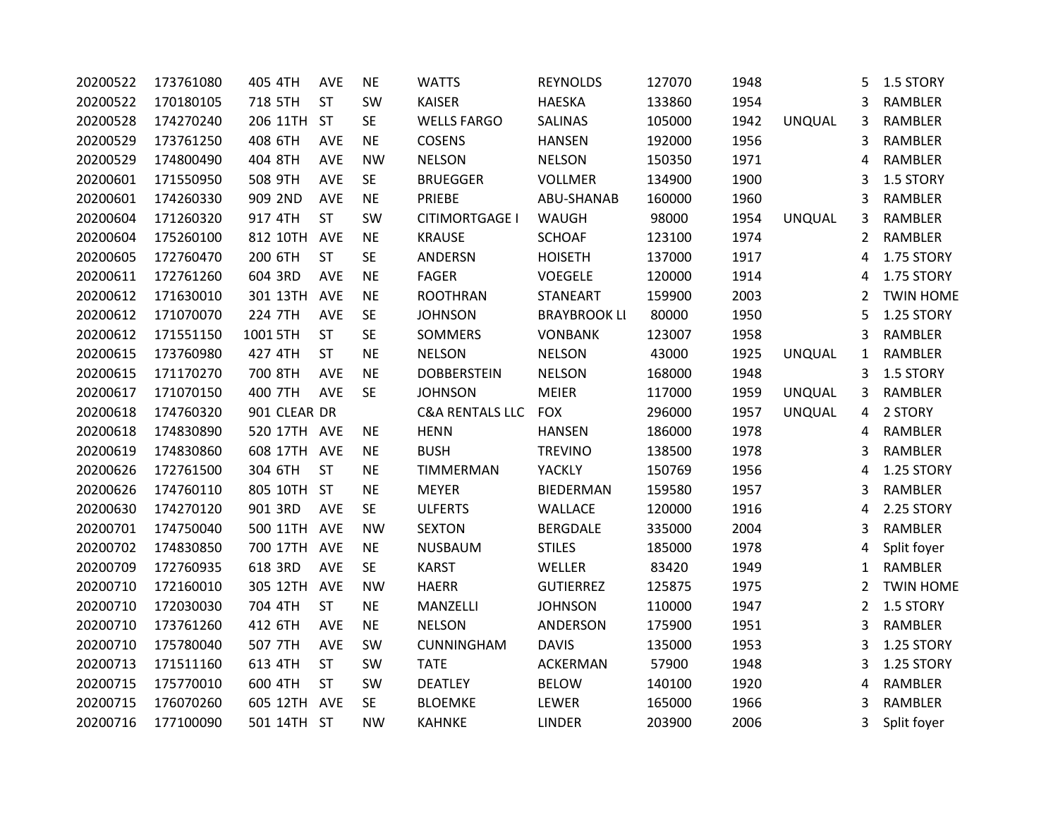| | | | | | | | | | | | | |
|---|---|---|---|---|---|---|---|---|---|---|---|---|
| 20200522 | 173761080 | 405 | 4TH | AVE | NE | WATTS | REYNOLDS | 127070 | 1948 | | 5 | 1.5 STORY |
| 20200522 | 170180105 | 718 | 5TH | ST | SW | KAISER | HAESKA | 133860 | 1954 | | 3 | RAMBLER |
| 20200528 | 174270240 | 206 | 11TH | ST | SE | WELLS FARGO | SALINAS | 105000 | 1942 | UNQUAL | 3 | RAMBLER |
| 20200529 | 173761250 | 408 | 6TH | AVE | NE | COSENS | HANSEN | 192000 | 1956 | | 3 | RAMBLER |
| 20200529 | 174800490 | 404 | 8TH | AVE | NW | NELSON | NELSON | 150350 | 1971 | | 4 | RAMBLER |
| 20200601 | 171550950 | 508 | 9TH | AVE | SE | BRUEGGER | VOLLMER | 134900 | 1900 | | 3 | 1.5 STORY |
| 20200601 | 174260330 | 909 | 2ND | AVE | NE | PRIEBE | ABU-SHANAB | 160000 | 1960 | | 3 | RAMBLER |
| 20200604 | 171260320 | 917 | 4TH | ST | SW | CITIMORTGAGE I | WAUGH | 98000 | 1954 | UNQUAL | 3 | RAMBLER |
| 20200604 | 175260100 | 812 | 10TH | AVE | NE | KRAUSE | SCHOAF | 123100 | 1974 | | 2 | RAMBLER |
| 20200605 | 172760470 | 200 | 6TH | ST | SE | ANDERSN | HOISETH | 137000 | 1917 | | 4 | 1.75 STORY |
| 20200611 | 172761260 | 604 | 3RD | AVE | NE | FAGER | VOEGELE | 120000 | 1914 | | 4 | 1.75 STORY |
| 20200612 | 171630010 | 301 | 13TH | AVE | NE | ROOTHRAN | STANEART | 159900 | 2003 | | 2 | TWIN HOME |
| 20200612 | 171070070 | 224 | 7TH | AVE | SE | JOHNSON | BRAYBROOK LI | 80000 | 1950 | | 5 | 1.25 STORY |
| 20200612 | 171551150 | 1001 | 5TH | ST | SE | SOMMERS | VONBANK | 123007 | 1958 | | 3 | RAMBLER |
| 20200615 | 173760980 | 427 | 4TH | ST | NE | NELSON | NELSON | 43000 | 1925 | UNQUAL | 1 | RAMBLER |
| 20200615 | 171170270 | 700 | 8TH | AVE | NE | DOBBERSTEIN | NELSON | 168000 | 1948 | | 3 | 1.5 STORY |
| 20200617 | 171070150 | 400 | 7TH | AVE | SE | JOHNSON | MEIER | 117000 | 1959 | UNQUAL | 3 | RAMBLER |
| 20200618 | 174760320 | 901 | CLEAR | DR | | C&A RENTALS LLC | FOX | 296000 | 1957 | UNQUAL | 4 | 2 STORY |
| 20200618 | 174830890 | 520 | 17TH | AVE | NE | HENN | HANSEN | 186000 | 1978 | | 4 | RAMBLER |
| 20200619 | 174830860 | 608 | 17TH | AVE | NE | BUSH | TREVINO | 138500 | 1978 | | 3 | RAMBLER |
| 20200626 | 172761500 | 304 | 6TH | ST | NE | TIMMERMAN | YACKLY | 150769 | 1956 | | 4 | 1.25 STORY |
| 20200626 | 174760110 | 805 | 10TH | ST | NE | MEYER | BIEDERMAN | 159580 | 1957 | | 3 | RAMBLER |
| 20200630 | 174270120 | 901 | 3RD | AVE | SE | ULFERTS | WALLACE | 120000 | 1916 | | 4 | 2.25 STORY |
| 20200701 | 174750040 | 500 | 11TH | AVE | NW | SEXTON | BERGDALE | 335000 | 2004 | | 3 | RAMBLER |
| 20200702 | 174830850 | 700 | 17TH | AVE | NE | NUSBAUM | STILES | 185000 | 1978 | | 4 | Split foyer |
| 20200709 | 172760935 | 618 | 3RD | AVE | SE | KARST | WELLER | 83420 | 1949 | | 1 | RAMBLER |
| 20200710 | 172160010 | 305 | 12TH | AVE | NW | HAERR | GUTIERREZ | 125875 | 1975 | | 2 | TWIN HOME |
| 20200710 | 172030030 | 704 | 4TH | ST | NE | MANZELLI | JOHNSON | 110000 | 1947 | | 2 | 1.5 STORY |
| 20200710 | 173761260 | 412 | 6TH | AVE | NE | NELSON | ANDERSON | 175900 | 1951 | | 3 | RAMBLER |
| 20200710 | 175780040 | 507 | 7TH | AVE | SW | CUNNINGHAM | DAVIS | 135000 | 1953 | | 3 | 1.25 STORY |
| 20200713 | 171511160 | 613 | 4TH | ST | SW | TATE | ACKERMAN | 57900 | 1948 | | 3 | 1.25 STORY |
| 20200715 | 175770010 | 600 | 4TH | ST | SW | DEATLEY | BELOW | 140100 | 1920 | | 4 | RAMBLER |
| 20200715 | 176070260 | 605 | 12TH | AVE | SE | BLOEMKE | LEWER | 165000 | 1966 | | 3 | RAMBLER |
| 20200716 | 177100090 | 501 | 14TH | ST | NW | KAHNKE | LINDER | 203900 | 2006 | | 3 | Split foyer |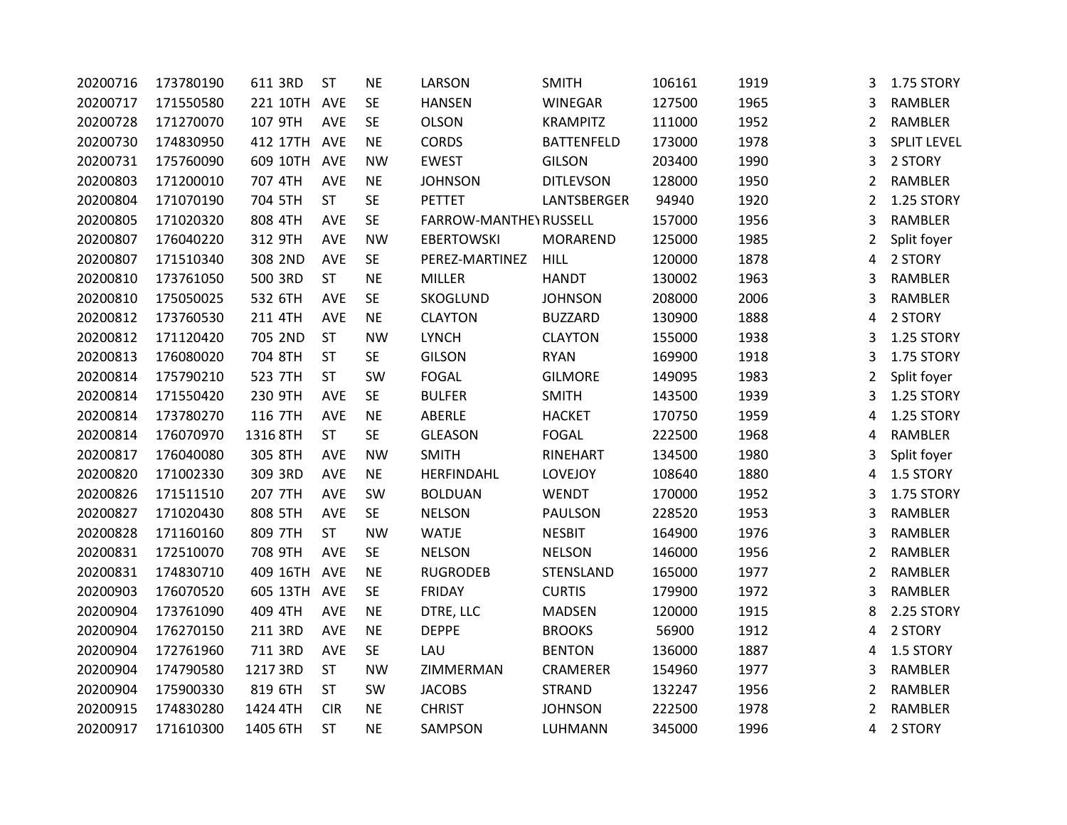| | | | | | | | | | | | |
|---|---|---|---|---|---|---|---|---|---|---|---|
| 20200716 | 173780190 | 611 | 3RD | ST | NE | LARSON | SMITH | 106161 | 1919 | 3 | 1.75 STORY |
| 20200717 | 171550580 | 221 | 10TH | AVE | SE | HANSEN | WINEGAR | 127500 | 1965 | 3 | RAMBLER |
| 20200728 | 171270070 | 107 | 9TH | AVE | SE | OLSON | KRAMPITZ | 111000 | 1952 | 2 | RAMBLER |
| 20200730 | 174830950 | 412 | 17TH | AVE | NE | CORDS | BATTENFELD | 173000 | 1978 | 3 | SPLIT LEVEL |
| 20200731 | 175760090 | 609 | 10TH | AVE | NW | EWEST | GILSON | 203400 | 1990 | 3 | 2 STORY |
| 20200803 | 171200010 | 707 | 4TH | AVE | NE | JOHNSON | DITLEVSON | 128000 | 1950 | 2 | RAMBLER |
| 20200804 | 171070190 | 704 | 5TH | ST | SE | PETTET | LANTSBERGER | 94940 | 1920 | 2 | 1.25 STORY |
| 20200805 | 171020320 | 808 | 4TH | AVE | SE | FARROW-MANTHEY | RUSSELL | 157000 | 1956 | 3 | RAMBLER |
| 20200807 | 176040220 | 312 | 9TH | AVE | NW | EBERTOWSKI | MORAREND | 125000 | 1985 | 2 | Split foyer |
| 20200807 | 171510340 | 308 | 2ND | AVE | SE | PEREZ-MARTINEZ | HILL | 120000 | 1878 | 4 | 2 STORY |
| 20200810 | 173761050 | 500 | 3RD | ST | NE | MILLER | HANDT | 130002 | 1963 | 3 | RAMBLER |
| 20200810 | 175050025 | 532 | 6TH | AVE | SE | SKOGLUND | JOHNSON | 208000 | 2006 | 3 | RAMBLER |
| 20200812 | 173760530 | 211 | 4TH | AVE | NE | CLAYTON | BUZZARD | 130900 | 1888 | 4 | 2 STORY |
| 20200812 | 171120420 | 705 | 2ND | ST | NW | LYNCH | CLAYTON | 155000 | 1938 | 3 | 1.25 STORY |
| 20200813 | 176080020 | 704 | 8TH | ST | SE | GILSON | RYAN | 169900 | 1918 | 3 | 1.75 STORY |
| 20200814 | 175790210 | 523 | 7TH | ST | SW | FOGAL | GILMORE | 149095 | 1983 | 2 | Split foyer |
| 20200814 | 171550420 | 230 | 9TH | AVE | SE | BULFER | SMITH | 143500 | 1939 | 3 | 1.25 STORY |
| 20200814 | 173780270 | 116 | 7TH | AVE | NE | ABERLE | HACKET | 170750 | 1959 | 4 | 1.25 STORY |
| 20200814 | 176070970 | 1316 | 8TH | ST | SE | GLEASON | FOGAL | 222500 | 1968 | 4 | RAMBLER |
| 20200817 | 176040080 | 305 | 8TH | AVE | NW | SMITH | RINEHART | 134500 | 1980 | 3 | Split foyer |
| 20200820 | 171002330 | 309 | 3RD | AVE | NE | HERFINDAHL | LOVEJOY | 108640 | 1880 | 4 | 1.5 STORY |
| 20200826 | 171511510 | 207 | 7TH | AVE | SW | BOLDUAN | WENDT | 170000 | 1952 | 3 | 1.75 STORY |
| 20200827 | 171020430 | 808 | 5TH | AVE | SE | NELSON | PAULSON | 228520 | 1953 | 3 | RAMBLER |
| 20200828 | 171160160 | 809 | 7TH | ST | NW | WATJE | NESBIT | 164900 | 1976 | 3 | RAMBLER |
| 20200831 | 172510070 | 708 | 9TH | AVE | SE | NELSON | NELSON | 146000 | 1956 | 2 | RAMBLER |
| 20200831 | 174830710 | 409 | 16TH | AVE | NE | RUGRODEB | STENSLAND | 165000 | 1977 | 2 | RAMBLER |
| 20200903 | 176070520 | 605 | 13TH | AVE | SE | FRIDAY | CURTIS | 179900 | 1972 | 3 | RAMBLER |
| 20200904 | 173761090 | 409 | 4TH | AVE | NE | DTRE, LLC | MADSEN | 120000 | 1915 | 8 | 2.25 STORY |
| 20200904 | 176270150 | 211 | 3RD | AVE | NE | DEPPE | BROOKS | 56900 | 1912 | 4 | 2 STORY |
| 20200904 | 172761960 | 711 | 3RD | AVE | SE | LAU | BENTON | 136000 | 1887 | 4 | 1.5 STORY |
| 20200904 | 174790580 | 1217 | 3RD | ST | NW | ZIMMERMAN | CRAMERER | 154960 | 1977 | 3 | RAMBLER |
| 20200904 | 175900330 | 819 | 6TH | ST | SW | JACOBS | STRAND | 132247 | 1956 | 2 | RAMBLER |
| 20200915 | 174830280 | 1424 | 4TH | CIR | NE | CHRIST | JOHNSON | 222500 | 1978 | 2 | RAMBLER |
| 20200917 | 171610300 | 1405 | 6TH | ST | NE | SAMPSON | LUHMANN | 345000 | 1996 | 4 | 2 STORY |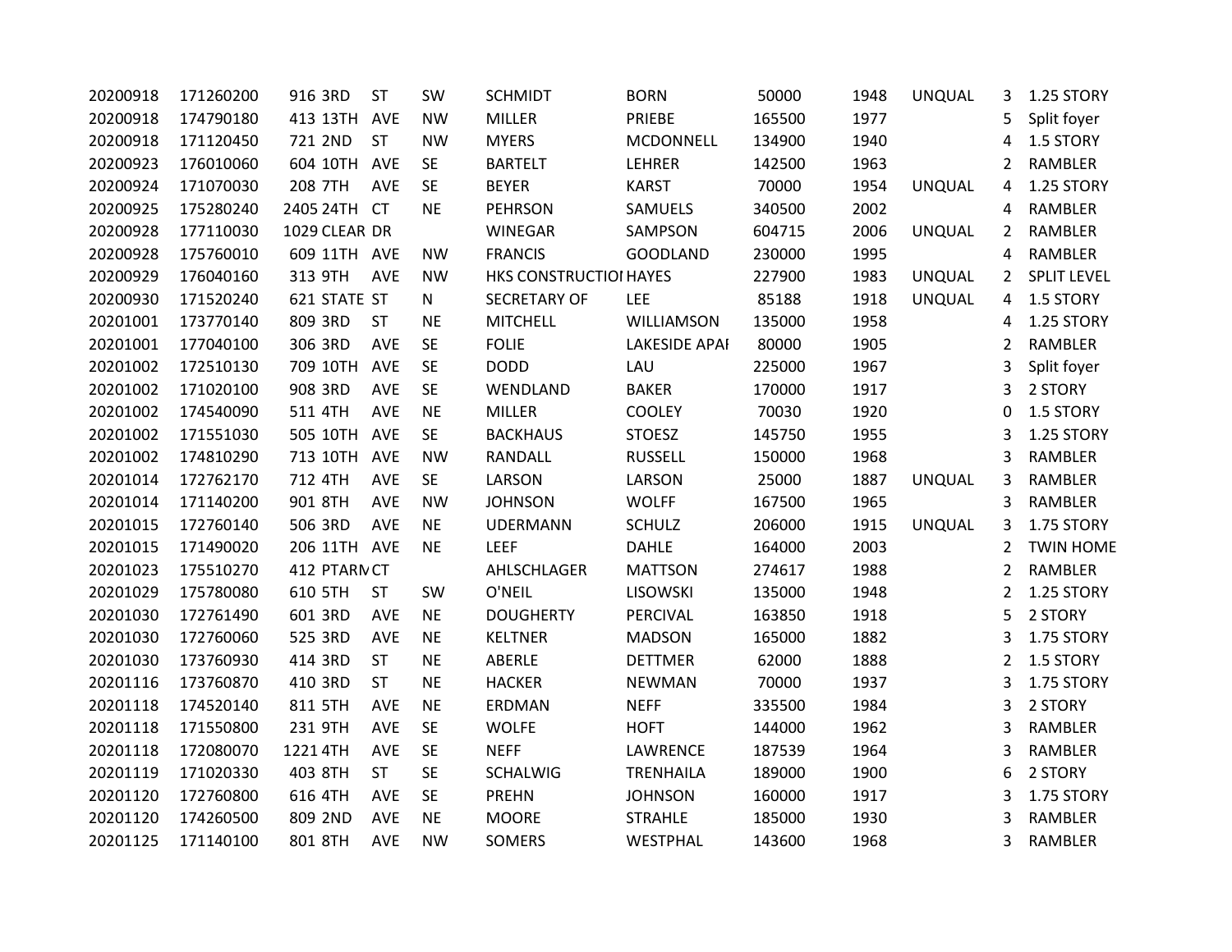| | | | | | | | | | | | | |
|---|---|---|---|---|---|---|---|---|---|---|---|---|
| 20200918 | 171260200 | 916 | 3RD | ST | SW | SCHMIDT | BORN | 50000 | 1948 | UNQUAL | 3 | 1.25 STORY |
| 20200918 | 174790180 | 413 | 13TH | AVE | NW | MILLER | PRIEBE | 165500 | 1977 | | 5 | Split foyer |
| 20200918 | 171120450 | 721 | 2ND | ST | NW | MYERS | MCDONNELL | 134900 | 1940 | | 4 | 1.5 STORY |
| 20200923 | 176010060 | 604 | 10TH | AVE | SE | BARTELT | LEHRER | 142500 | 1963 | | 2 | RAMBLER |
| 20200924 | 171070030 | 208 | 7TH | AVE | SE | BEYER | KARST | 70000 | 1954 | UNQUAL | 4 | 1.25 STORY |
| 20200925 | 175280240 | 2405 | 24TH | CT | NE | PEHRSON | SAMUELS | 340500 | 2002 | | 4 | RAMBLER |
| 20200928 | 177110030 | 1029 | CLEAR | DR | | WINEGAR | SAMPSON | 604715 | 2006 | UNQUAL | 2 | RAMBLER |
| 20200928 | 175760010 | 609 | 11TH | AVE | NW | FRANCIS | GOODLAND | 230000 | 1995 | | 4 | RAMBLER |
| 20200929 | 176040160 | 313 | 9TH | AVE | NW | HKS CONSTRUCTIOI | HAYES | 227900 | 1983 | UNQUAL | 2 | SPLIT LEVEL |
| 20200930 | 171520240 | 621 | STATE | ST | N | SECRETARY OF | LEE | 85188 | 1918 | UNQUAL | 4 | 1.5 STORY |
| 20201001 | 173770140 | 809 | 3RD | ST | NE | MITCHELL | WILLIAMSON | 135000 | 1958 | | 4 | 1.25 STORY |
| 20201001 | 177040100 | 306 | 3RD | AVE | SE | FOLIE | LAKESIDE APAI | 80000 | 1905 | | 2 | RAMBLER |
| 20201002 | 172510130 | 709 | 10TH | AVE | SE | DODD | LAU | 225000 | 1967 | | 3 | Split foyer |
| 20201002 | 171020100 | 908 | 3RD | AVE | SE | WENDLAND | BAKER | 170000 | 1917 | | 3 | 2 STORY |
| 20201002 | 174540090 | 511 | 4TH | AVE | NE | MILLER | COOLEY | 70030 | 1920 | | 0 | 1.5 STORY |
| 20201002 | 171551030 | 505 | 10TH | AVE | SE | BACKHAUS | STOESZ | 145750 | 1955 | | 3 | 1.25 STORY |
| 20201002 | 174810290 | 713 | 10TH | AVE | NW | RANDALL | RUSSELL | 150000 | 1968 | | 3 | RAMBLER |
| 20201014 | 172762170 | 712 | 4TH | AVE | SE | LARSON | LARSON | 25000 | 1887 | UNQUAL | 3 | RAMBLER |
| 20201014 | 171140200 | 901 | 8TH | AVE | NW | JOHNSON | WOLFF | 167500 | 1965 | | 3 | RAMBLER |
| 20201015 | 172760140 | 506 | 3RD | AVE | NE | UDERMANN | SCHULZ | 206000 | 1915 | UNQUAL | 3 | 1.75 STORY |
| 20201015 | 171490020 | 206 | 11TH | AVE | NE | LEEF | DAHLE | 164000 | 2003 | | 2 | TWIN HOME |
| 20201023 | 175510270 | 412 | PTARN | CT | | AHLSCHLAGER | MATTSON | 274617 | 1988 | | 2 | RAMBLER |
| 20201029 | 175780080 | 610 | 5TH | ST | SW | O'NEIL | LISOWSKI | 135000 | 1948 | | 2 | 1.25 STORY |
| 20201030 | 172761490 | 601 | 3RD | AVE | NE | DOUGHERTY | PERCIVAL | 163850 | 1918 | | 5 | 2 STORY |
| 20201030 | 172760060 | 525 | 3RD | AVE | NE | KELTNER | MADSON | 165000 | 1882 | | 3 | 1.75 STORY |
| 20201030 | 173760930 | 414 | 3RD | ST | NE | ABERLE | DETTMER | 62000 | 1888 | | 2 | 1.5 STORY |
| 20201116 | 173760870 | 410 | 3RD | ST | NE | HACKER | NEWMAN | 70000 | 1937 | | 3 | 1.75 STORY |
| 20201118 | 174520140 | 811 | 5TH | AVE | NE | ERDMAN | NEFF | 335500 | 1984 | | 3 | 2 STORY |
| 20201118 | 171550800 | 231 | 9TH | AVE | SE | WOLFE | HOFT | 144000 | 1962 | | 3 | RAMBLER |
| 20201118 | 172080070 | 1221 | 4TH | AVE | SE | NEFF | LAWRENCE | 187539 | 1964 | | 3 | RAMBLER |
| 20201119 | 171020330 | 403 | 8TH | ST | SE | SCHALWIG | TRENHAILA | 189000 | 1900 | | 6 | 2 STORY |
| 20201120 | 172760800 | 616 | 4TH | AVE | SE | PREHN | JOHNSON | 160000 | 1917 | | 3 | 1.75 STORY |
| 20201120 | 174260500 | 809 | 2ND | AVE | NE | MOORE | STRAHLE | 185000 | 1930 | | 3 | RAMBLER |
| 20201125 | 171140100 | 801 | 8TH | AVE | NW | SOMERS | WESTPHAL | 143600 | 1968 | | 3 | RAMBLER |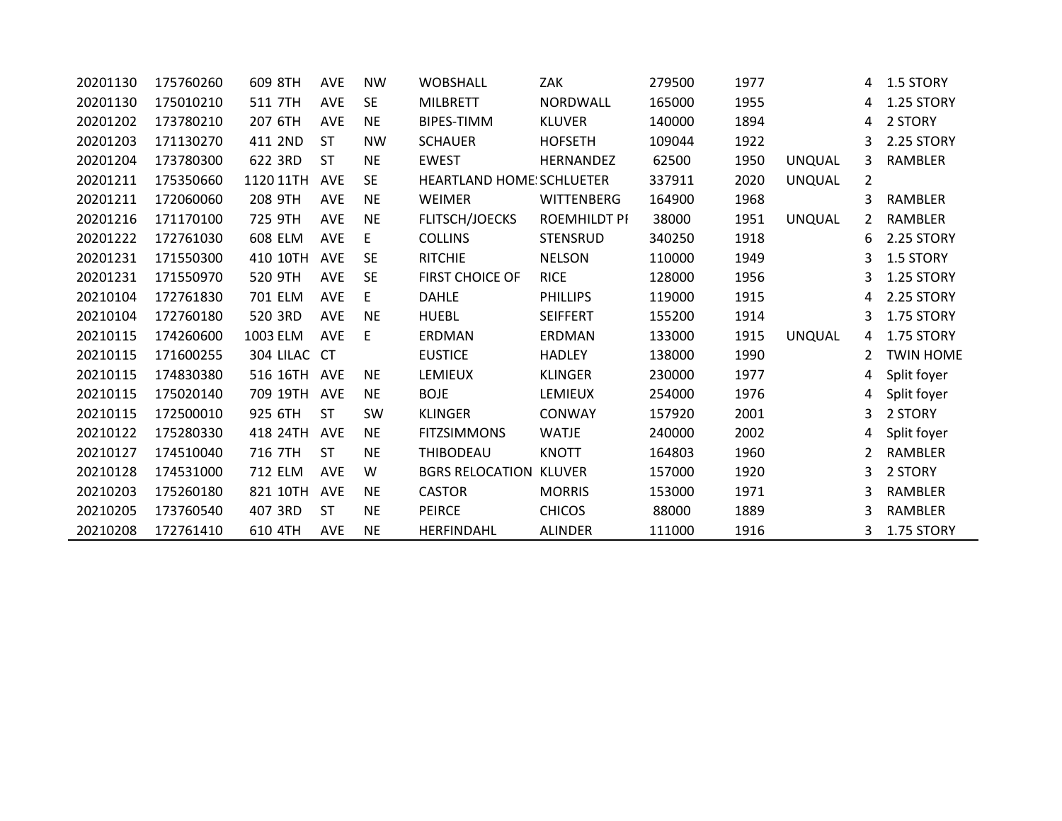| | | | | | | | | | | | | |
|---|---|---|---|---|---|---|---|---|---|---|---|---|
| 20201130 | 175760260 | 609 | 8TH | AVE | NW | WOBSHALL | ZAK | 279500 | 1977 | | 4 | 1.5 STORY |
| 20201130 | 175010210 | 511 | 7TH | AVE | SE | MILBRETT | NORDWALL | 165000 | 1955 | | 4 | 1.25 STORY |
| 20201202 | 173780210 | 207 | 6TH | AVE | NE | BIPES-TIMM | KLUVER | 140000 | 1894 | | 4 | 2 STORY |
| 20201203 | 171130270 | 411 | 2ND | ST | NW | SCHAUER | HOFSETH | 109044 | 1922 | | 3 | 2.25 STORY |
| 20201204 | 173780300 | 622 | 3RD | ST | NE | EWEST | HERNANDEZ | 62500 | 1950 | UNQUAL | 3 | RAMBLER |
| 20201211 | 175350660 | 1120 | 11TH | AVE | SE | HEARTLAND HOME | SCHLUETER | 337911 | 2020 | UNQUAL | 2 | |
| 20201211 | 172060060 | 208 | 9TH | AVE | NE | WEIMER | WITTENBERG | 164900 | 1968 | | 3 | RAMBLER |
| 20201216 | 171170100 | 725 | 9TH | AVE | NE | FLITSCH/JOECKS | ROEMHILDT PI | 38000 | 1951 | UNQUAL | 2 | RAMBLER |
| 20201222 | 172761030 | 608 | ELM | AVE | E | COLLINS | STENSRUD | 340250 | 1918 | | 6 | 2.25 STORY |
| 20201231 | 171550300 | 410 | 10TH | AVE | SE | RITCHIE | NELSON | 110000 | 1949 | | 3 | 1.5 STORY |
| 20201231 | 171550970 | 520 | 9TH | AVE | SE | FIRST CHOICE OF | RICE | 128000 | 1956 | | 3 | 1.25 STORY |
| 20210104 | 172761830 | 701 | ELM | AVE | E | DAHLE | PHILLIPS | 119000 | 1915 | | 4 | 2.25 STORY |
| 20210104 | 172760180 | 520 | 3RD | AVE | NE | HUEBL | SEIFFERT | 155200 | 1914 | | 3 | 1.75 STORY |
| 20210115 | 174260600 | 1003 | ELM | AVE | E | ERDMAN | ERDMAN | 133000 | 1915 | UNQUAL | 4 | 1.75 STORY |
| 20210115 | 171600255 | 304 | LILAC | CT | | EUSTICE | HADLEY | 138000 | 1990 | | 2 | TWIN HOME |
| 20210115 | 174830380 | 516 | 16TH | AVE | NE | LEMIEUX | KLINGER | 230000 | 1977 | | 4 | Split foyer |
| 20210115 | 175020140 | 709 | 19TH | AVE | NE | BOJE | LEMIEUX | 254000 | 1976 | | 4 | Split foyer |
| 20210115 | 172500010 | 925 | 6TH | ST | SW | KLINGER | CONWAY | 157920 | 2001 | | 3 | 2 STORY |
| 20210122 | 175280330 | 418 | 24TH | AVE | NE | FITZSIMMONS | WATJE | 240000 | 2002 | | 4 | Split foyer |
| 20210127 | 174510040 | 716 | 7TH | ST | NE | THIBODEAU | KNOTT | 164803 | 1960 | | 2 | RAMBLER |
| 20210128 | 174531000 | 712 | ELM | AVE | W | BGRS RELOCATION | KLUVER | 157000 | 1920 | | 3 | 2 STORY |
| 20210203 | 175260180 | 821 | 10TH | AVE | NE | CASTOR | MORRIS | 153000 | 1971 | | 3 | RAMBLER |
| 20210205 | 173760540 | 407 | 3RD | ST | NE | PEIRCE | CHICOS | 88000 | 1889 | | 3 | RAMBLER |
| 20210208 | 172761410 | 610 | 4TH | AVE | NE | HERFINDAHL | ALINDER | 111000 | 1916 | | 3 | 1.75 STORY |